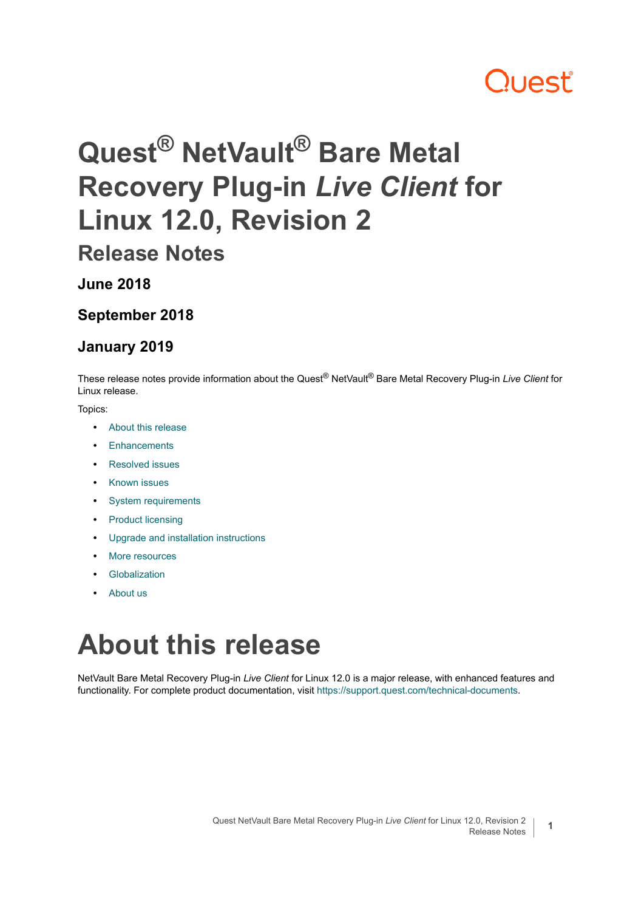# Quest® NetVault® Bare Metal Recovery Plug-in *Live Client* for Linux 12.0, Revision 2

## Release Notes

### June 2018

### September 2018

### January 2019

These release notes provide information about the Quest® NetVault® Bare Metal Recovery Plug-in *Live Client* for Linux release.

Topics:

- About this release
- Enhancements
- Resolved issues
- Known issues
- System requirements
- Product licensing
- Upgrade and installation instructions
- More resources
- Globalization
- About us

# About this release

NetVault Bare Metal Recovery Plug-in *Live Client* for Linux 12.0 is a major release, with enhanced features and functionality. For complete product documentation, visit https://support.quest.com/technical-documents.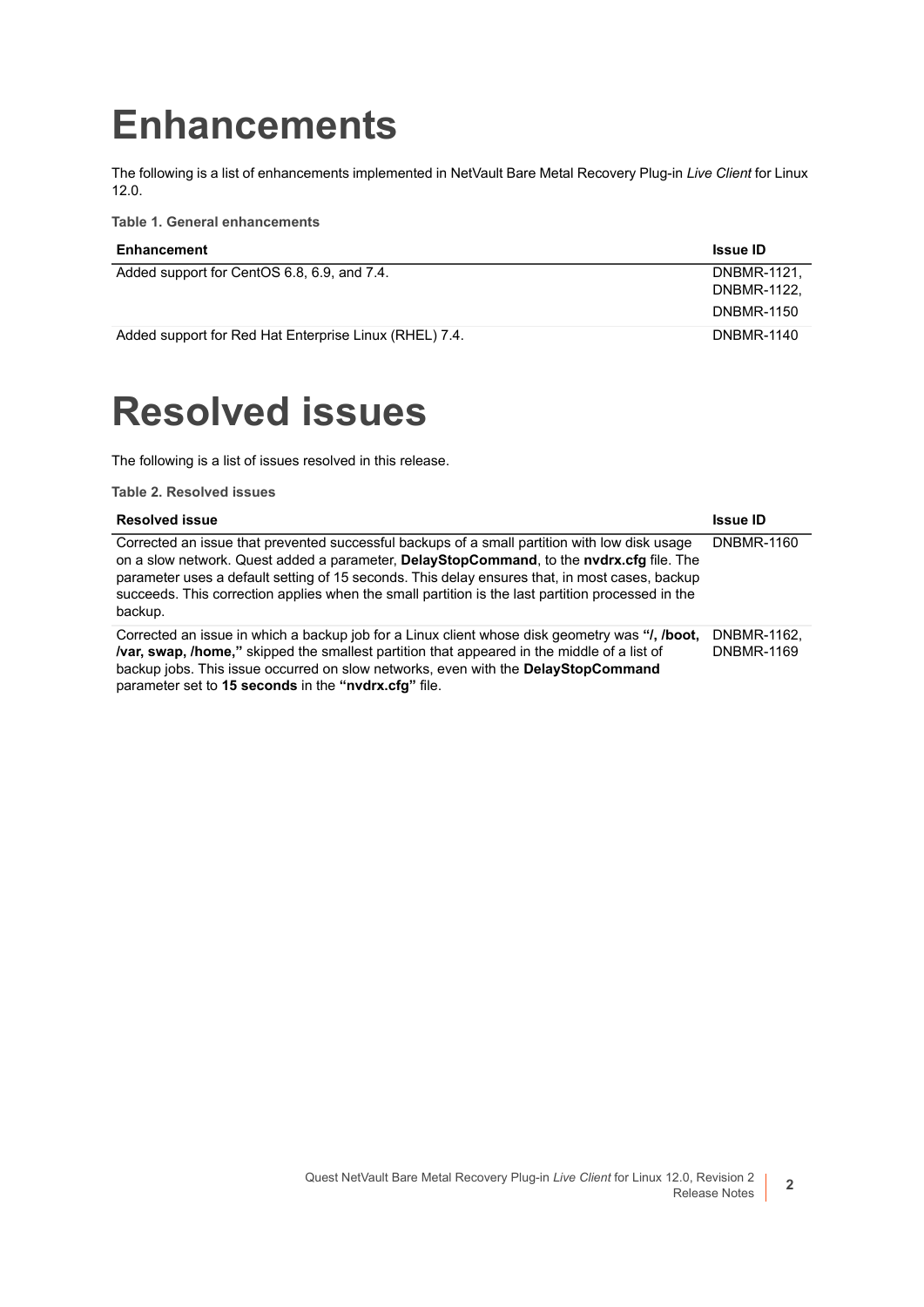# Enhancements

The following is a list of enhancements implemented in NetVault Bare Metal Recovery Plug-in *Live Client* for Linux 12.0.

**Table 1. General enhancements**

| Enhancement | Issue ID |
|---|---|
| Added support for CentOS 6.8, 6.9, and 7.4. | DNBMR-1121, DNBMR-1122, DNBMR-1150 |
| Added support for Red Hat Enterprise Linux (RHEL) 7.4. | DNBMR-1140 |

# Resolved issues

The following is a list of issues resolved in this release.

**Table 2. Resolved issues**

| Resolved issue | Issue ID |
|---|---|
| Corrected an issue that prevented successful backups of a small partition with low disk usage on a slow network. Quest added a parameter, **DelayStopCommand**, to the **nvdrx.cfg** file. The parameter uses a default setting of 15 seconds. This delay ensures that, in most cases, backup succeeds. This correction applies when the small partition is the last partition processed in the backup. | DNBMR-1160 |
| Corrected an issue in which a backup job for a Linux client whose disk geometry was **"/, /boot, /var, swap, /home,"** skipped the smallest partition that appeared in the middle of a list of backup jobs. This issue occurred on slow networks, even with the **DelayStopCommand** parameter set to **15 seconds** in the **"nvdrx.cfg"** file. | DNBMR-1162, DNBMR-1169 |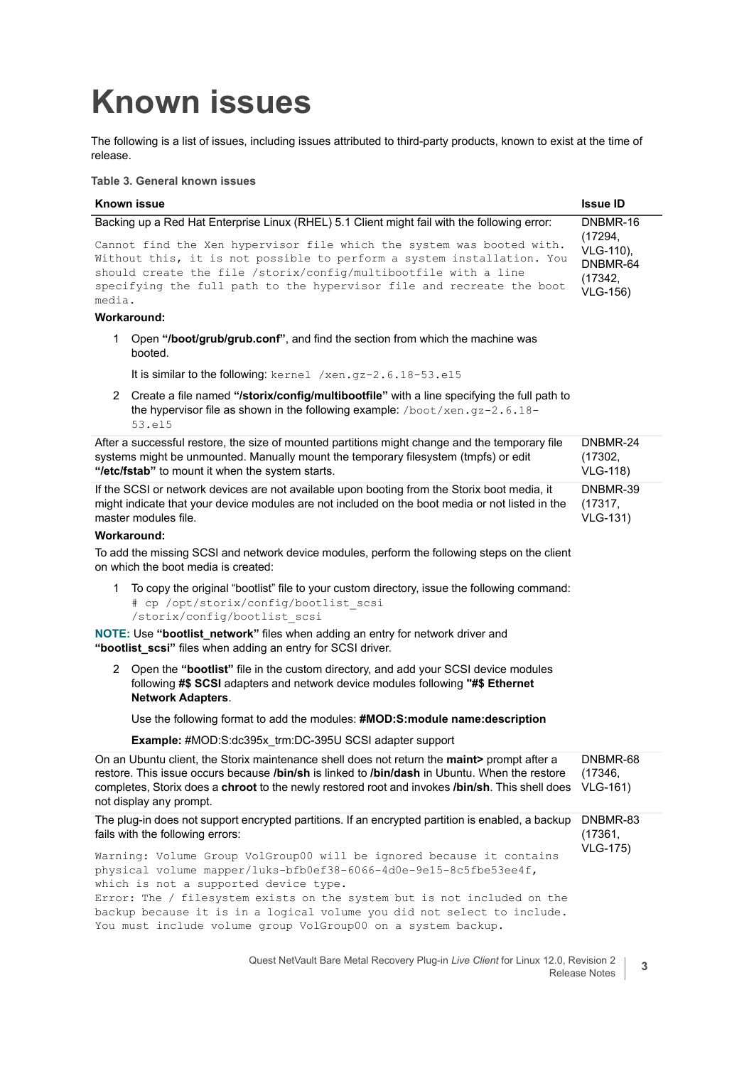# Known issues

The following is a list of issues, including issues attributed to third-party products, known to exist at the time of release.

**Table 3. General known issues**

| Known issue | Issue ID |
|---|---|
| Backing up a Red Hat Enterprise Linux (RHEL) 5.1 Client might fail with the following error:<br>`Cannot find the Xen hypervisor file which the system was booted with. Without this, it is not possible to perform a system installation. You should create the file /storix/config/multibootfile with a line specifying the full path to the hypervisor file and recreate the boot media.`<br>**Workaround:**<br>1 Open **"/boot/grub/grub.conf"**, and find the section from which the machine was booted.<br>It is similar to the following: `kernel /xen.gz-2.6.18-53.el5`<br>2 Create a file named **"/storix/config/multibootfile"** with a line specifying the full path to the hypervisor file as shown in the following example: `/boot/xen.gz-2.6.18-53.el5` | DNBMR-16 (17294, VLG-110), DNBMR-64 (17342, VLG-156) |
| After a successful restore, the size of mounted partitions might change and the temporary file systems might be unmounted. Manually mount the temporary filesystem (tmpfs) or edit **"/etc/fstab"** to mount it when the system starts. | DNBMR-24 (17302, VLG-118) |
| If the SCSI or network devices are not available upon booting from the Storix boot media, it might indicate that your device modules are not included on the boot media or not listed in the master modules file.<br>**Workaround:**<br>To add the missing SCSI and network device modules, perform the following steps on the client on which the boot media is created:<br>1 To copy the original "bootlist" file to your custom directory, issue the following command:<br>`# cp /opt/storix/config/bootlist_scsi /storix/config/bootlist_scsi`<br>**NOTE:** Use **"bootlist_network"** files when adding an entry for network driver and **"bootlist_scsi"** files when adding an entry for SCSI driver.<br>2 Open the **"bootlist"** file in the custom directory, and add your SCSI device modules following **#$ SCSI** adapters and network device modules following **"#$ Ethernet Network Adapters**.<br>Use the following format to add the modules: **#MOD:S:module name:description**<br>**Example:** #MOD:S:dc395x_trm:DC-395U SCSI adapter support | DNBMR-39 (17317, VLG-131) |
| On an Ubuntu client, the Storix maintenance shell does not return the **maint>** prompt after a restore. This issue occurs because **/bin/sh** is linked to **/bin/dash** in Ubuntu. When the restore completes, Storix does a **chroot** to the newly restored root and invokes **/bin/sh**. This shell does not display any prompt. | DNBMR-68 (17346, VLG-161) |
| The plug-in does not support encrypted partitions. If an encrypted partition is enabled, a backup fails with the following errors:<br>`Warning: Volume Group VolGroup00 will be ignored because it contains physical volume mapper/luks-bfb0ef38-6066-4d0e-9e15-8c5fbe53ee4f, which is not a supported device type.`<br>`Error: The / filesystem exists on the system but is not included on the backup because it is in a logical volume you did not select to include. You must include volume group VolGroup00 on a system backup.` | DNBMR-83 (17361, VLG-175) |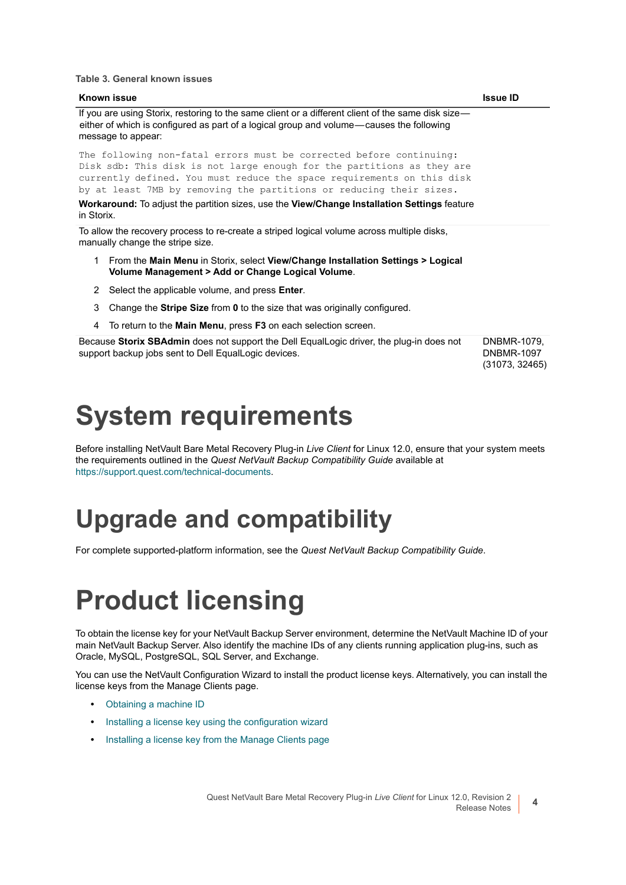**Table 3. General known issues**

| Known issue | Issue ID |
|---|---|
| If you are using Storix, restoring to the same client or a different client of the same disk size—either of which is configured as part of a logical group and volume—causes the following message to appear:<br><br>`The following non-fatal errors must be corrected before continuing: Disk sdb: This disk is not large enough for the partitions as they are currently defined. You must reduce the space requirements on this disk by at least 7MB by removing the partitions or reducing their sizes.`<br><br>**Workaround:** To adjust the partition sizes, use the **View/Change Installation Settings** feature in Storix. | |
| To allow the recovery process to re-create a striped logical volume across multiple disks, manually change the stripe size.<br><br>1 From the **Main Menu** in Storix, select **View/Change Installation Settings > Logical Volume Management > Add or Change Logical Volume**.<br>2 Select the applicable volume, and press **Enter**.<br>3 Change the **Stripe Size** from **0** to the size that was originally configured.<br>4 To return to the **Main Menu**, press **F3** on each selection screen. | |
| Because **Storix SBAdmin** does not support the Dell EqualLogic driver, the plug-in does not support backup jobs sent to Dell EqualLogic devices. | DNBMR-1079, DNBMR-1097 (31073, 32465) |

# System requirements

Before installing NetVault Bare Metal Recovery Plug-in *Live Client* for Linux 12.0, ensure that your system meets the requirements outlined in the *Quest NetVault Backup Compatibility Guide* available at https://support.quest.com/technical-documents.

# Upgrade and compatibility

For complete supported-platform information, see the *Quest NetVault Backup Compatibility Guide*.

# Product licensing

To obtain the license key for your NetVault Backup Server environment, determine the NetVault Machine ID of your main NetVault Backup Server. Also identify the machine IDs of any clients running application plug-ins, such as Oracle, MySQL, PostgreSQL, SQL Server, and Exchange.

You can use the NetVault Configuration Wizard to install the product license keys. Alternatively, you can install the license keys from the Manage Clients page.

- Obtaining a machine ID
- Installing a license key using the configuration wizard
- Installing a license key from the Manage Clients page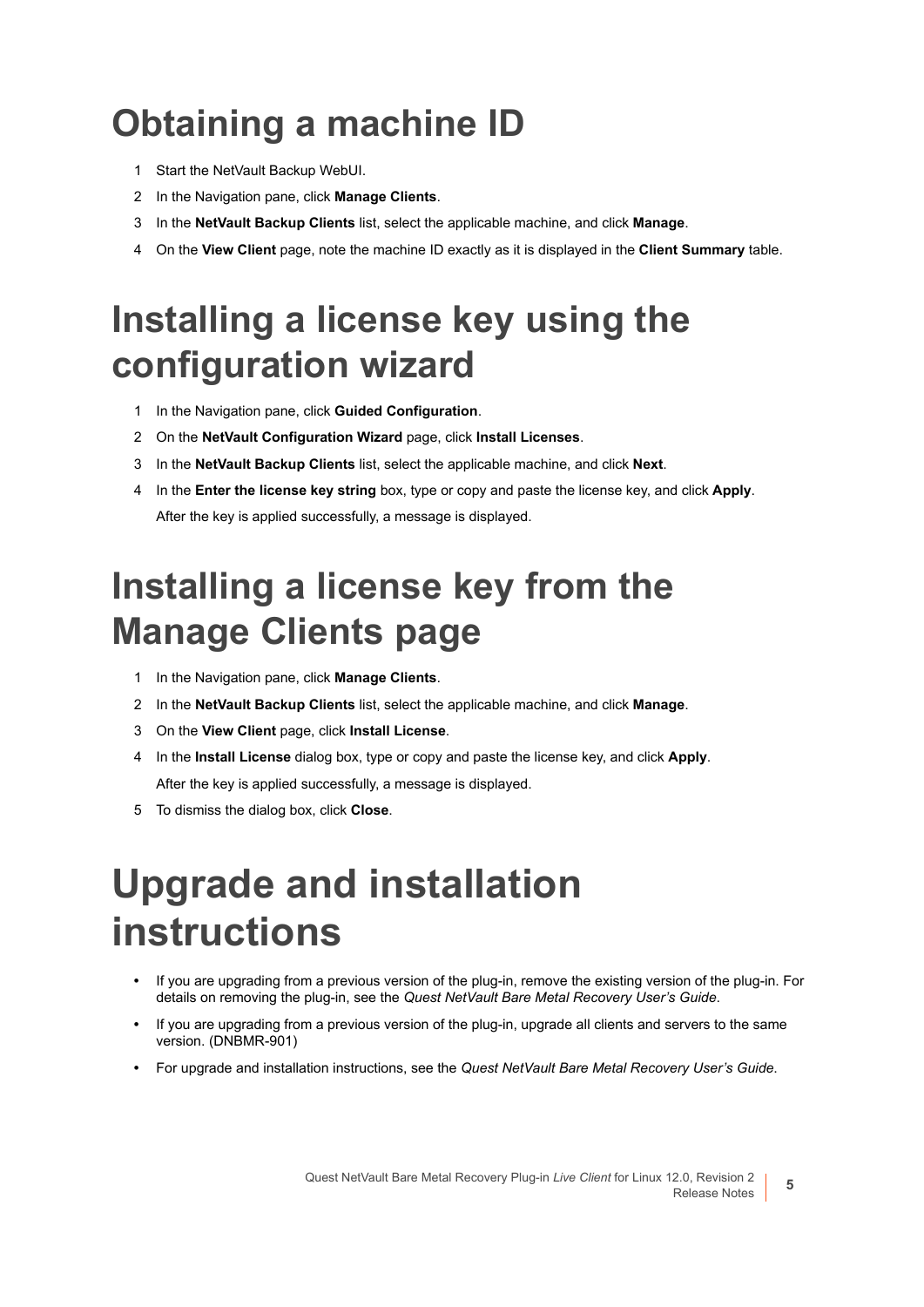# Obtaining a machine ID

1. Start the NetVault Backup WebUI.
2. In the Navigation pane, click **Manage Clients**.
3. In the **NetVault Backup Clients** list, select the applicable machine, and click **Manage**.
4. On the **View Client** page, note the machine ID exactly as it is displayed in the **Client Summary** table.

# Installing a license key using the configuration wizard

1. In the Navigation pane, click **Guided Configuration**.
2. On the **NetVault Configuration Wizard** page, click **Install Licenses**.
3. In the **NetVault Backup Clients** list, select the applicable machine, and click **Next**.
4. In the **Enter the license key string** box, type or copy and paste the license key, and click **Apply**.

   After the key is applied successfully, a message is displayed.

# Installing a license key from the Manage Clients page

1. In the Navigation pane, click **Manage Clients**.
2. In the **NetVault Backup Clients** list, select the applicable machine, and click **Manage**.
3. On the **View Client** page, click **Install License**.
4. In the **Install License** dialog box, type or copy and paste the license key, and click **Apply**.

   After the key is applied successfully, a message is displayed.
5. To dismiss the dialog box, click **Close**.

# Upgrade and installation instructions

- If you are upgrading from a previous version of the plug-in, remove the existing version of the plug-in. For details on removing the plug-in, see the *Quest NetVault Bare Metal Recovery User's Guide*.
- If you are upgrading from a previous version of the plug-in, upgrade all clients and servers to the same version. (DNBMR-901)
- For upgrade and installation instructions, see the *Quest NetVault Bare Metal Recovery User's Guide*.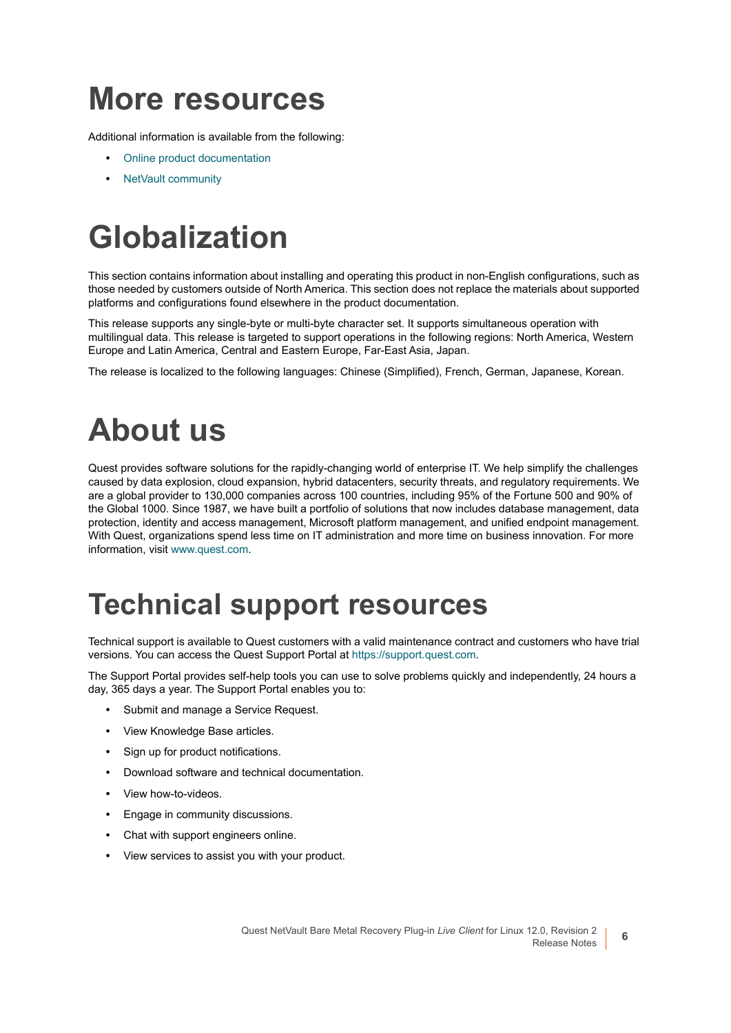# More resources

Additional information is available from the following:

- Online product documentation
- NetVault community

# Globalization

This section contains information about installing and operating this product in non-English configurations, such as those needed by customers outside of North America. This section does not replace the materials about supported platforms and configurations found elsewhere in the product documentation.

This release supports any single-byte or multi-byte character set. It supports simultaneous operation with multilingual data. This release is targeted to support operations in the following regions: North America, Western Europe and Latin America, Central and Eastern Europe, Far-East Asia, Japan.

The release is localized to the following languages: Chinese (Simplified), French, German, Japanese, Korean.

# About us

Quest provides software solutions for the rapidly-changing world of enterprise IT. We help simplify the challenges caused by data explosion, cloud expansion, hybrid datacenters, security threats, and regulatory requirements. We are a global provider to 130,000 companies across 100 countries, including 95% of the Fortune 500 and 90% of the Global 1000. Since 1987, we have built a portfolio of solutions that now includes database management, data protection, identity and access management, Microsoft platform management, and unified endpoint management. With Quest, organizations spend less time on IT administration and more time on business innovation. For more information, visit www.quest.com.

# Technical support resources

Technical support is available to Quest customers with a valid maintenance contract and customers who have trial versions. You can access the Quest Support Portal at https://support.quest.com.

The Support Portal provides self-help tools you can use to solve problems quickly and independently, 24 hours a day, 365 days a year. The Support Portal enables you to:

- Submit and manage a Service Request.
- View Knowledge Base articles.
- Sign up for product notifications.
- Download software and technical documentation.
- View how-to-videos.
- Engage in community discussions.
- Chat with support engineers online.
- View services to assist you with your product.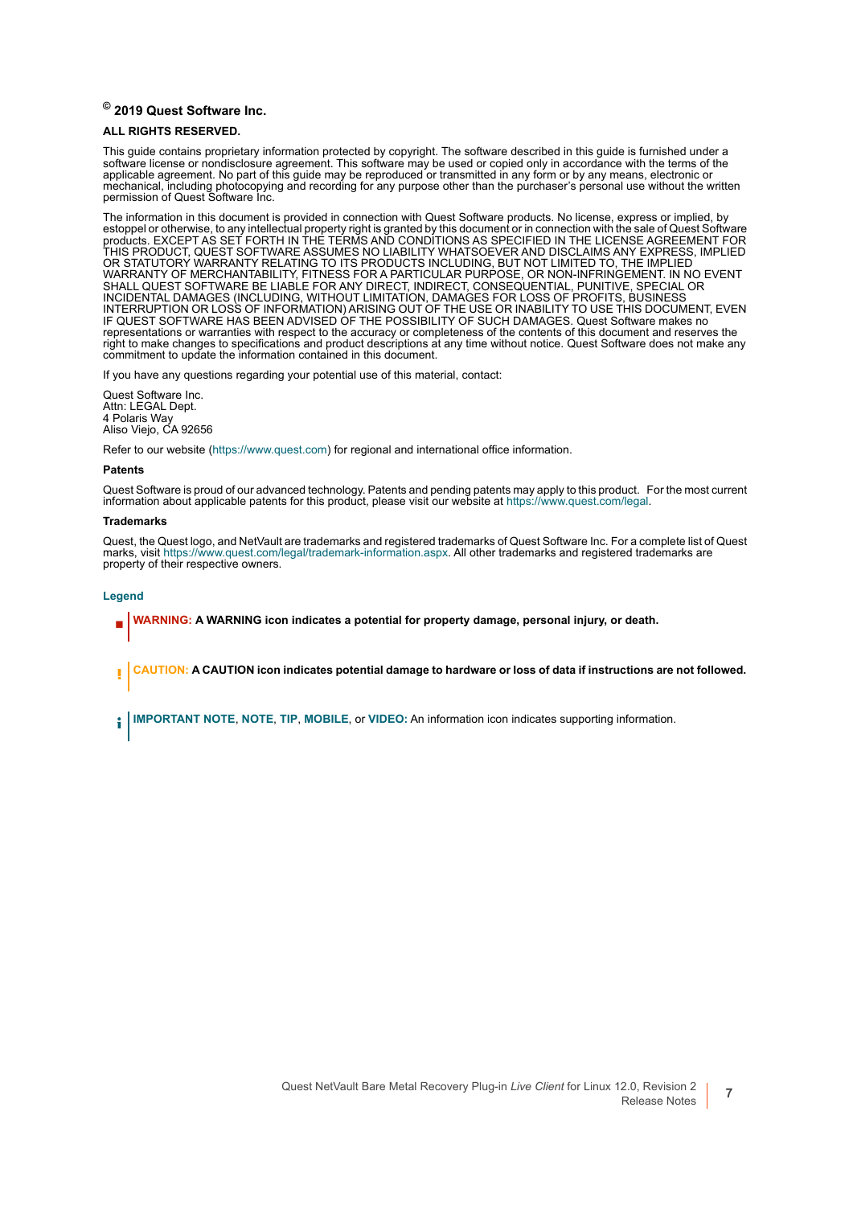**© 2019 Quest Software Inc.**

**ALL RIGHTS RESERVED.**

This guide contains proprietary information protected by copyright. The software described in this guide is furnished under a software license or nondisclosure agreement. This software may be used or copied only in accordance with the terms of the applicable agreement. No part of this guide may be reproduced or transmitted in any form or by any means, electronic or mechanical, including photocopying and recording for any purpose other than the purchaser's personal use without the written permission of Quest Software Inc.

The information in this document is provided in connection with Quest Software products. No license, express or implied, by estoppel or otherwise, to any intellectual property right is granted by this document or in connection with the sale of Quest Software products. EXCEPT AS SET FORTH IN THE TERMS AND CONDITIONS AS SPECIFIED IN THE LICENSE AGREEMENT FOR THIS PRODUCT, QUEST SOFTWARE ASSUMES NO LIABILITY WHATSOEVER AND DISCLAIMS ANY EXPRESS, IMPLIED OR STATUTORY WARRANTY RELATING TO ITS PRODUCTS INCLUDING, BUT NOT LIMITED TO, THE IMPLIED WARRANTY OF MERCHANTABILITY, FITNESS FOR A PARTICULAR PURPOSE, OR NON-INFRINGEMENT. IN NO EVENT SHALL QUEST SOFTWARE BE LIABLE FOR ANY DIRECT, INDIRECT, CONSEQUENTIAL, PUNITIVE, SPECIAL OR INCIDENTAL DAMAGES (INCLUDING, WITHOUT LIMITATION, DAMAGES FOR LOSS OF PROFITS, BUSINESS INTERRUPTION OR LOSS OF INFORMATION) ARISING OUT OF THE USE OR INABILITY TO USE THIS DOCUMENT, EVEN IF QUEST SOFTWARE HAS BEEN ADVISED OF THE POSSIBILITY OF SUCH DAMAGES. Quest Software makes no representations or warranties with respect to the accuracy or completeness of the contents of this document and reserves the right to make changes to specifications and product descriptions at any time without notice. Quest Software does not make any commitment to update the information contained in this document.

If you have any questions regarding your potential use of this material, contact:

Quest Software Inc.
Attn: LEGAL Dept.
4 Polaris Way
Aliso Viejo, CA 92656

Refer to our website (https://www.quest.com) for regional and international office information.

**Patents**

Quest Software is proud of our advanced technology. Patents and pending patents may apply to this product. For the most current information about applicable patents for this product, please visit our website at https://www.quest.com/legal.

**Trademarks**

Quest, the Quest logo, and NetVault are trademarks and registered trademarks of Quest Software Inc. For a complete list of Quest marks, visit https://www.quest.com/legal/trademark-information.aspx. All other trademarks and registered trademarks are property of their respective owners.

**Legend**

**WARNING: A WARNING icon indicates a potential for property damage, personal injury, or death.**

**CAUTION: A CAUTION icon indicates potential damage to hardware or loss of data if instructions are not followed.**

**IMPORTANT NOTE**, **NOTE**, **TIP**, **MOBILE**, or **VIDEO:** An information icon indicates supporting information.